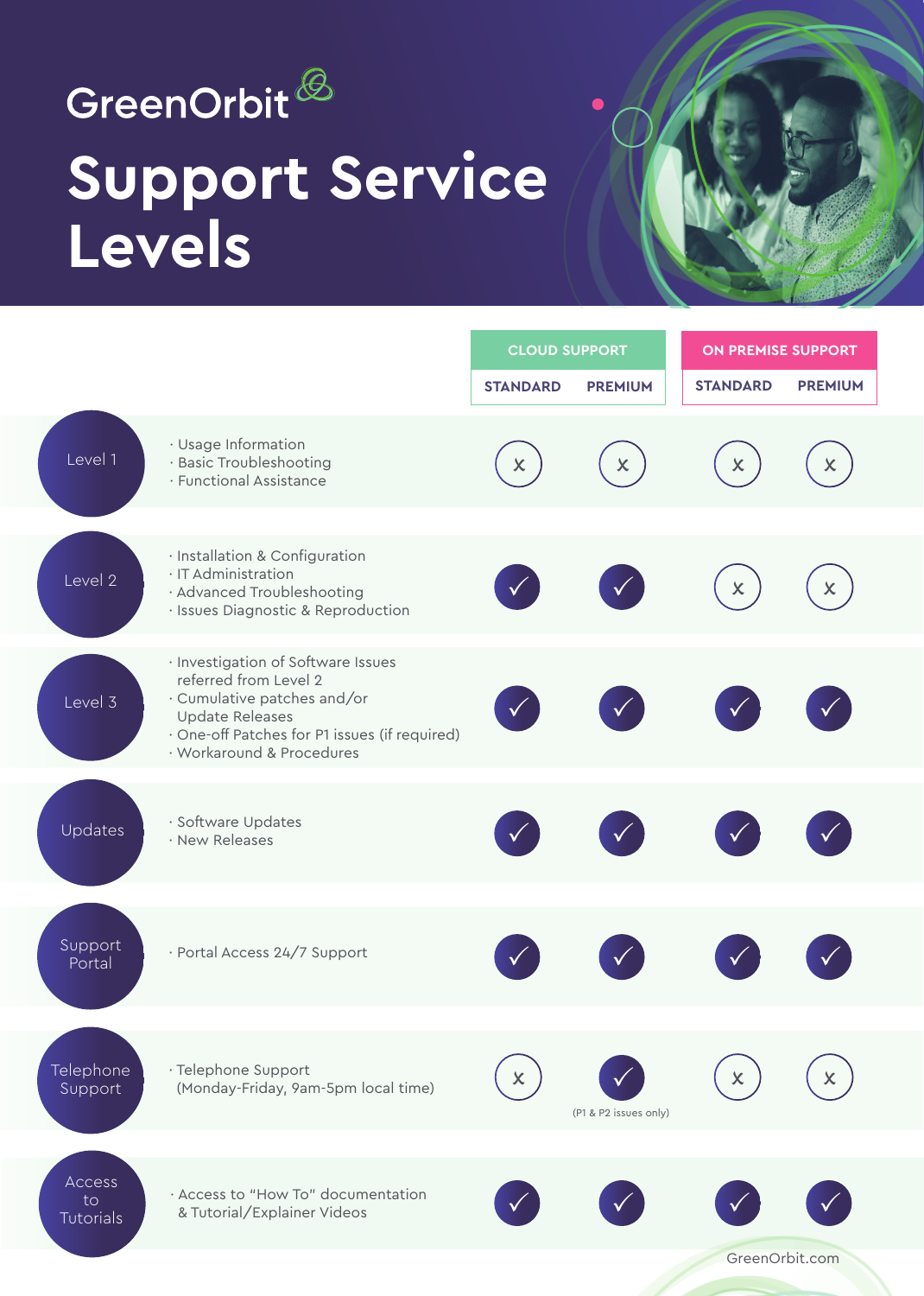GreenOrbit

# Support Service Levels

| | | CLOUD SUPPORT | | ON PREMISE SUPPORT | |
|---|---|---|---|---|---|
| | | STANDARD | PREMIUM | STANDARD | PREMIUM |
| Level 1 | · Usage Information<br>· Basic Troubleshooting<br>· Functional Assistance | X | X | X | X |
| Level 2 | · Installation & Configuration<br>· IT Administration<br>· Advanced Troubleshooting<br>· Issues Diagnostic & Reproduction | ✓ | ✓ | X | X |
| Level 3 | · Investigation of Software Issues referred from Level 2<br>· Cumulative patches and/or Update Releases<br>· One-off Patches for P1 issues (if required)<br>· Workaround & Procedures | ✓ | ✓ | ✓ | ✓ |
| Updates | · Software Updates<br>· New Releases | ✓ | ✓ | ✓ | ✓ |
| Support Portal | · Portal Access 24/7 Support | ✓ | ✓ | ✓ | ✓ |
| Telephone Support | · Telephone Support (Monday-Friday, 9am-5pm local time) | X | ✓ (P1 & P2 issues only) | X | X |
| Access to Tutorials | · Access to "How To" documentation & Tutorial/Explainer Videos | ✓ | ✓ | ✓ | ✓ |

GreenOrbit.com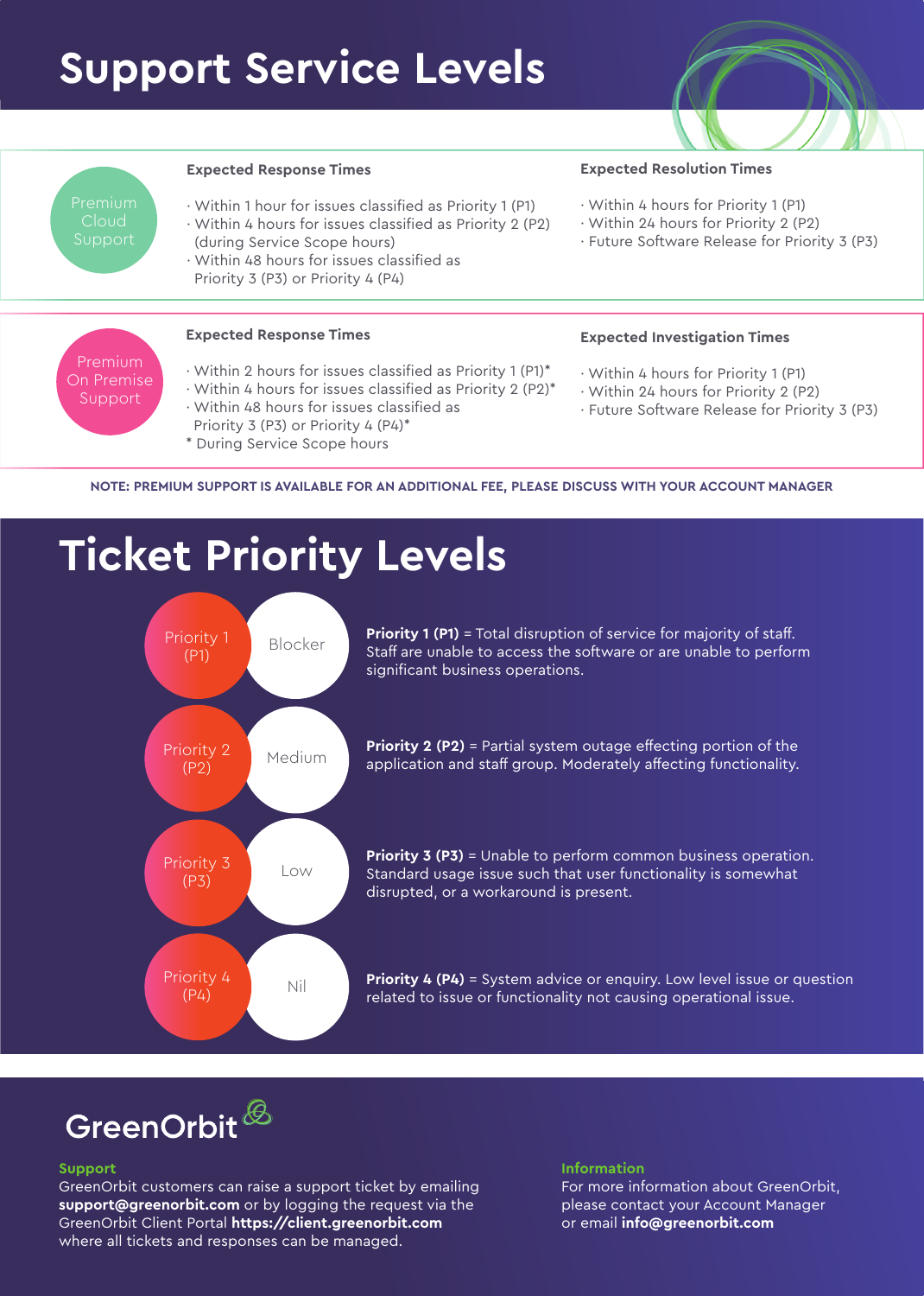# Support Service Levels

## Premium Cloud Support

**Expected Response Times**

- Within 1 hour for issues classified as Priority 1 (P1)
- Within 4 hours for issues classified as Priority 2 (P2) (during Service Scope hours)
- Within 48 hours for issues classified as Priority 3 (P3) or Priority 4 (P4)

**Expected Resolution Times**

- Within 4 hours for Priority 1 (P1)
- Within 24 hours for Priority 2 (P2)
- Future Software Release for Priority 3 (P3)

## Premium On Premise Support

**Expected Response Times**

- Within 2 hours for issues classified as Priority 1 (P1)*
- Within 4 hours for issues classified as Priority 2 (P2)*
- Within 48 hours for issues classified as Priority 3 (P3) or Priority 4 (P4)*

\* During Service Scope hours

**Expected Investigation Times**

- Within 4 hours for Priority 1 (P1)
- Within 24 hours for Priority 2 (P2)
- Future Software Release for Priority 3 (P3)

**NOTE: PREMIUM SUPPORT IS AVAILABLE FOR AN ADDITIONAL FEE, PLEASE DISCUSS WITH YOUR ACCOUNT MANAGER**

# Ticket Priority Levels

Priority 1 (P1) – Blocker

**Priority 1 (P1)** = Total disruption of service for majority of staff. Staff are unable to access the software or are unable to perform significant business operations.

Priority 2 (P2) – Medium

**Priority 2 (P2)** = Partial system outage effecting portion of the application and staff group. Moderately affecting functionality.

Priority 3 (P3) – Low

**Priority 3 (P3)** = Unable to perform common business operation. Standard usage issue such that user functionality is somewhat disrupted, or a workaround is present.

Priority 4 (P4) – Nil

**Priority 4 (P4)** = System advice or enquiry. Low level issue or question related to issue or functionality not causing operational issue.

GreenOrbit

**Support**

GreenOrbit customers can raise a support ticket by emailing **support@greenorbit.com** or by logging the request via the GreenOrbit Client Portal **https://client.greenorbit.com** where all tickets and responses can be managed.

**Information**

For more information about GreenOrbit, please contact your Account Manager or email **info@greenorbit.com**